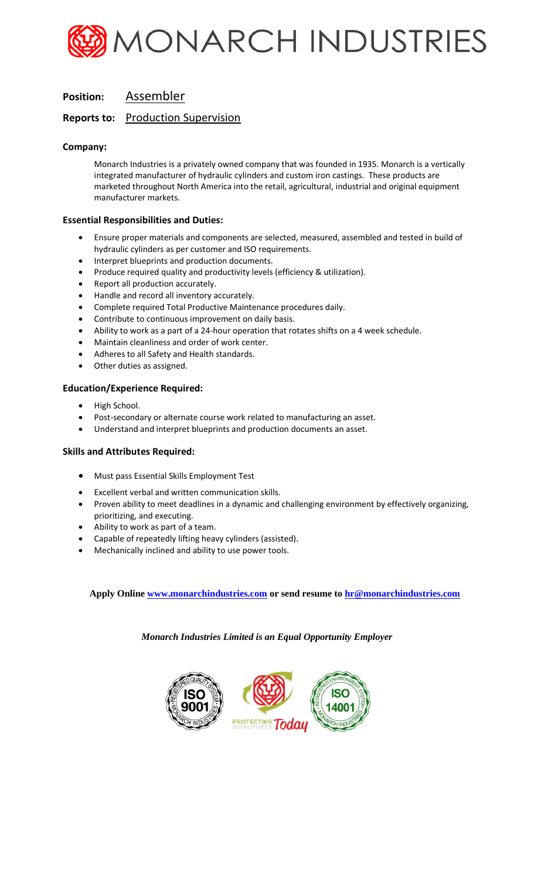# MONARCH INDUSTRIES

**Position:** Assembler

**Reports to:** Production Supervision

**Company:**

Monarch Industries is a privately owned company that was founded in 1935. Monarch is a vertically integrated manufacturer of hydraulic cylinders and custom iron castings. These products are marketed throughout North America into the retail, agricultural, industrial and original equipment manufacturer markets.

**Essential Responsibilities and Duties:**

- Ensure proper materials and components are selected, measured, assembled and tested in build of hydraulic cylinders as per customer and ISO requirements.
- Interpret blueprints and production documents.
- Produce required quality and productivity levels (efficiency & utilization).
- Report all production accurately.
- Handle and record all inventory accurately.
- Complete required Total Productive Maintenance procedures daily.
- Contribute to continuous improvement on daily basis.
- Ability to work as a part of a 24-hour operation that rotates shifts on a 4 week schedule.
- Maintain cleanliness and order of work center.
- Adheres to all Safety and Health standards.
- Other duties as assigned.

**Education/Experience Required:**

- High School.
- Post-secondary or alternate course work related to manufacturing an asset.
- Understand and interpret blueprints and production documents an asset.

**Skills and Attributes Required:**

- Must pass Essential Skills Employment Test
- Excellent verbal and written communication skills.
- Proven ability to meet deadlines in a dynamic and challenging environment by effectively organizing, prioritizing, and executing.
- Ability to work as part of a team.
- Capable of repeatedly lifting heavy cylinders (assisted).
- Mechanically inclined and ability to use power tools.

**Apply Online www.monarchindustries.com or send resume to hr@monarchindustries.com**

***Monarch Industries Limited is an Equal Opportunity Employer***